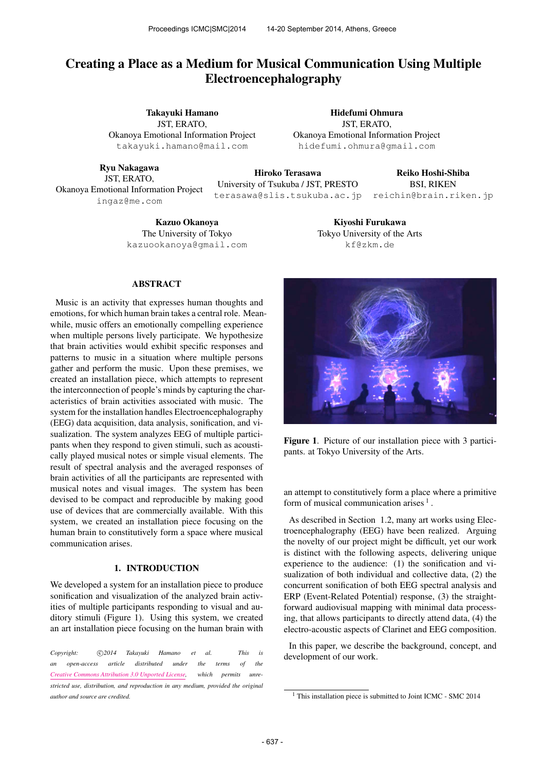# Creating a Place as a Medium for Musical Communication Using Multiple Electroencephalography

**Takayuki Hamano**
JST, ERATO,
Okanoya Emotional Information Project
takayuki.hamano@mail.com

**Hidefumi Ohmura**
JST, ERATO,
Okanoya Emotional Information Project
hidefumi.ohmura@gmail.com

**Ryu Nakagawa**
JST, ERATO,
Okanoya Emotional Information Project
ingaz@me.com

**Hiroko Terasawa**
University of Tsukuba / JST, PRESTO
terasawa@slis.tsukuba.ac.jp

**Reiko Hoshi-Shiba**
BSI, RIKEN
reichin@brain.riken.jp

**Kazuo Okanoya**
The University of Tokyo
kazuookanoya@gmail.com

**Kiyoshi Furukawa**
Tokyo University of the Arts
kf@zkm.de

## ABSTRACT

Music is an activity that expresses human thoughts and emotions, for which human brain takes a central role. Meanwhile, music offers an emotionally compelling experience when multiple persons lively participate. We hypothesize that brain activities would exhibit specific responses and patterns to music in a situation where multiple persons gather and perform the music. Upon these premises, we created an installation piece, which attempts to represent the interconnection of people's minds by capturing the characteristics of brain activities associated with music. The system for the installation handles Electroencephalography (EEG) data acquisition, data analysis, sonification, and visualization. The system analyzes EEG of multiple participants when they respond to given stimuli, such as acoustically played musical notes or simple visual elements. The result of spectral analysis and the averaged responses of brain activities of all the participants are represented with musical notes and visual images. The system has been devised to be compact and reproducible by making good use of devices that are commercially available. With this system, we created an installation piece focusing on the human brain to constitutively form a space where musical communication arises.

## 1. INTRODUCTION

We developed a system for an installation piece to produce sonification and visualization of the analyzed brain activities of multiple participants responding to visual and auditory stimuli (Figure 1). Using this system, we created an art installation piece focusing on the human brain with an attempt to constitutively form a place where a primitive form of musical communication arises [1].

*Copyright: ©2014 Takayuki Hamano et al. This is an open-access article distributed under the terms of the Creative Commons Attribution 3.0 Unported License, which permits unrestricted use, distribution, and reproduction in any medium, provided the original author and source are credited.*

**Figure 1**. Picture of our installation piece with 3 participants. at Tokyo University of the Arts.

As described in Section 1.2, many art works using Electroencephalography (EEG) have been realized. Arguing the novelty of our project might be difficult, yet our work is distinct with the following aspects, delivering unique experience to the audience: (1) the sonification and visualization of both individual and collective data, (2) the concurrent sonification of both EEG spectral analysis and ERP (Event-Related Potential) response, (3) the straightforward audiovisual mapping with minimal data processing, that allows participants to directly attend data, (4) the electro-acoustic aspects of Clarinet and EEG composition.

In this paper, we describe the background, concept, and development of our work.

[1] This installation piece is submitted to Joint ICMC - SMC 2014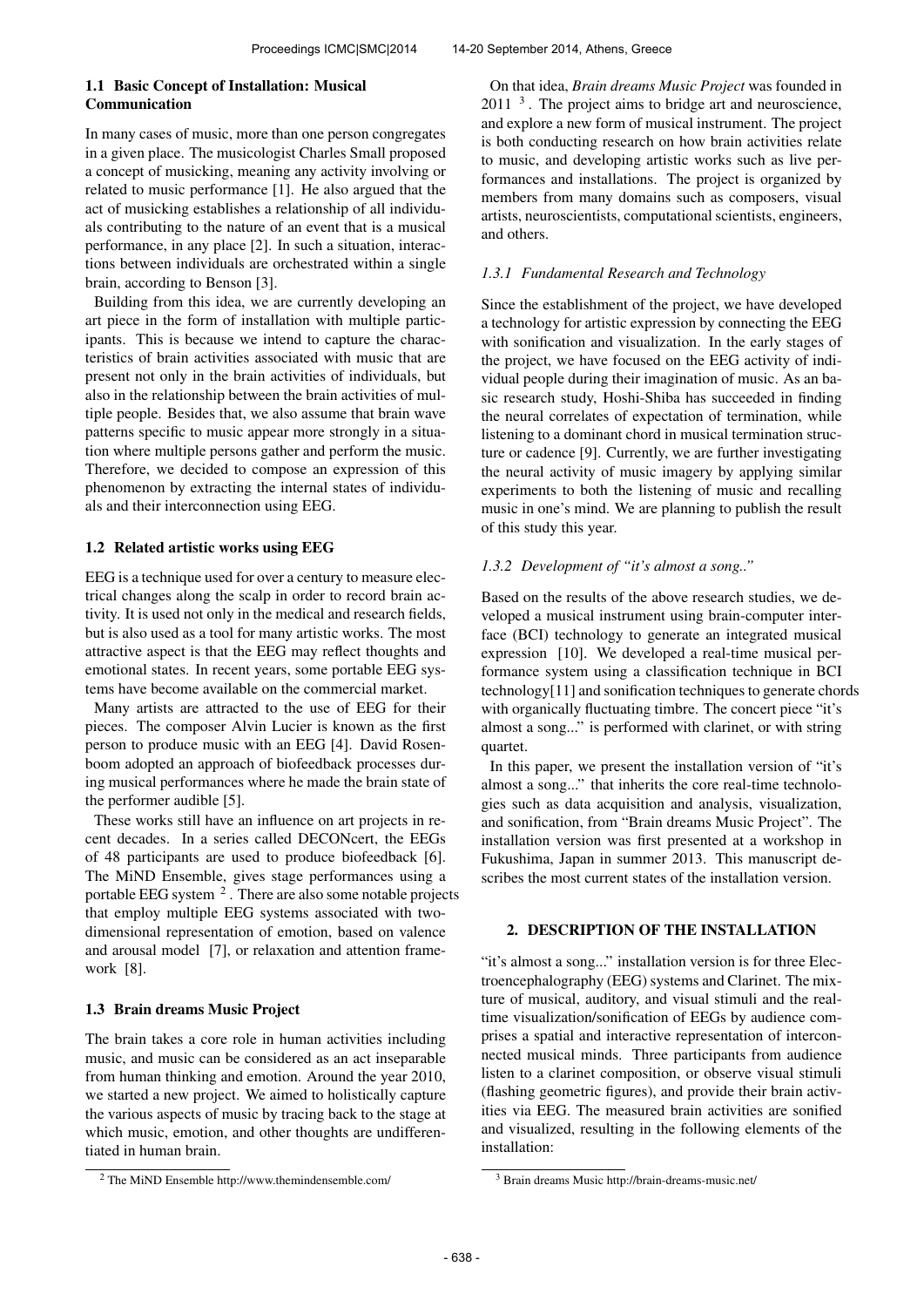### 1.1 Basic Concept of Installation: Musical Communication

In many cases of music, more than one person congregates in a given place. The musicologist Charles Small proposed a concept of musicking, meaning any activity involving or related to music performance [1]. He also argued that the act of musicking establishes a relationship of all individuals contributing to the nature of an event that is a musical performance, in any place [2]. In such a situation, interactions between individuals are orchestrated within a single brain, according to Benson [3].

Building from this idea, we are currently developing an art piece in the form of installation with multiple participants. This is because we intend to capture the characteristics of brain activities associated with music that are present not only in the brain activities of individuals, but also in the relationship between the brain activities of multiple people. Besides that, we also assume that brain wave patterns specific to music appear more strongly in a situation where multiple persons gather and perform the music. Therefore, we decided to compose an expression of this phenomenon by extracting the internal states of individuals and their interconnection using EEG.

### 1.2 Related artistic works using EEG

EEG is a technique used for over a century to measure electrical changes along the scalp in order to record brain activity. It is used not only in the medical and research fields, but is also used as a tool for many artistic works. The most attractive aspect is that the EEG may reflect thoughts and emotional states. In recent years, some portable EEG systems have become available on the commercial market.

Many artists are attracted to the use of EEG for their pieces. The composer Alvin Lucier is known as the first person to produce music with an EEG [4]. David Rosenboom adopted an approach of biofeedback processes during musical performances where he made the brain state of the performer audible [5].

These works still have an influence on art projects in recent decades. In a series called DECONcert, the EEGs of 48 participants are used to produce biofeedback [6]. The MiND Ensemble, gives stage performances using a portable EEG system [2]. There are also some notable projects that employ multiple EEG systems associated with two-dimensional representation of emotion, based on valence and arousal model [7], or relaxation and attention framework [8].

### 1.3 Brain dreams Music Project

The brain takes a core role in human activities including music, and music can be considered as an act inseparable from human thinking and emotion. Around the year 2010, we started a new project. We aimed to holistically capture the various aspects of music by tracing back to the stage at which music, emotion, and other thoughts are undifferentiated in human brain.

On that idea, *Brain dreams Music Project* was founded in 2011 [3]. The project aims to bridge art and neuroscience, and explore a new form of musical instrument. The project is both conducting research on how brain activities relate to music, and developing artistic works such as live performances and installations. The project is organized by members from many domains such as composers, visual artists, neuroscientists, computational scientists, engineers, and others.

#### *1.3.1 Fundamental Research and Technology*

Since the establishment of the project, we have developed a technology for artistic expression by connecting the EEG with sonification and visualization. In the early stages of the project, we have focused on the EEG activity of individual people during their imagination of music. As an basic research study, Hoshi-Shiba has succeeded in finding the neural correlates of expectation of termination, while listening to a dominant chord in musical termination structure or cadence [9]. Currently, we are further investigating the neural activity of music imagery by applying similar experiments to both the listening of music and recalling music in one's mind. We are planning to publish the result of this study this year.

#### *1.3.2 Development of "it's almost a song.."*

Based on the results of the above research studies, we developed a musical instrument using brain-computer interface (BCI) technology to generate an integrated musical expression [10]. We developed a real-time musical performance system using a classification technique in BCI technology[11] and sonification techniques to generate chords with organically fluctuating timbre. The concert piece "it's almost a song..." is performed with clarinet, or with string quartet.

In this paper, we present the installation version of "it's almost a song..." that inherits the core real-time technologies such as data acquisition and analysis, visualization, and sonification, from "Brain dreams Music Project". The installation version was first presented at a workshop in Fukushima, Japan in summer 2013. This manuscript describes the most current states of the installation version.

## 2. DESCRIPTION OF THE INSTALLATION

"it's almost a song..." installation version is for three Electroencephalography (EEG) systems and Clarinet. The mixture of musical, auditory, and visual stimuli and the real-time visualization/sonification of EEGs by audience comprises a spatial and interactive representation of interconnected musical minds. Three participants from audience listen to a clarinet composition, or observe visual stimuli (flashing geometric figures), and provide their brain activities via EEG. The measured brain activities are sonified and visualized, resulting in the following elements of the installation:

---

[2] The MiND Ensemble http://www.themindensemble.com/

[3] Brain dreams Music http://brain-dreams-music.net/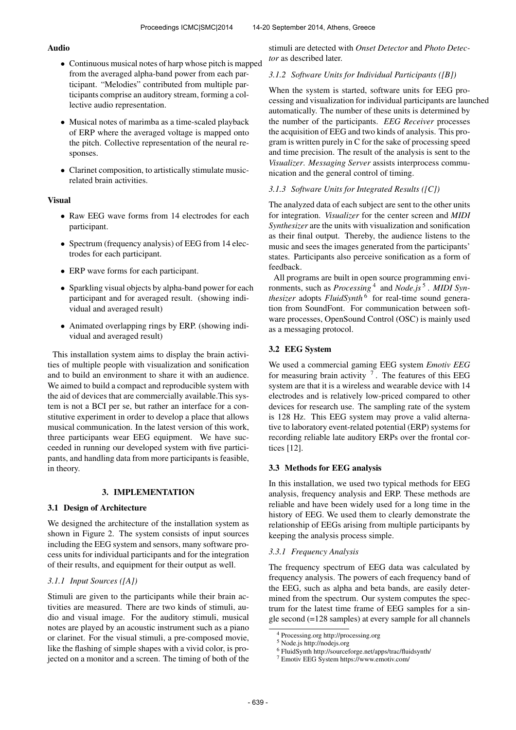**Audio**

- Continuous musical notes of harp whose pitch is mapped from the averaged alpha-band power from each participant. "Melodies" contributed from multiple participants comprise an auditory stream, forming a collective audio representation.
- Musical notes of marimba as a time-scaled playback of ERP where the averaged voltage is mapped onto the pitch. Collective representation of the neural responses.
- Clarinet composition, to artistically stimulate music-related brain activities.

**Visual**

- Raw EEG wave forms from 14 electrodes for each participant.
- Spectrum (frequency analysis) of EEG from 14 electrodes for each participant.
- ERP wave forms for each participant.
- Sparkling visual objects by alpha-band power for each participant and for averaged result. (showing individual and averaged result)
- Animated overlapping rings by ERP. (showing individual and averaged result)

This installation system aims to display the brain activities of multiple people with visualization and sonification and to build an environment to share it with an audience. We aimed to build a compact and reproducible system with the aid of devices that are commercially available.This system is not a BCI per se, but rather an interface for a constitutive experiment in order to develop a place that allows musical communication. In the latest version of this work, three participants wear EEG equipment. We have succeeded in running our developed system with five participants, and handling data from more participants is feasible, in theory.

## 3. IMPLEMENTATION

### 3.1 Design of Architecture

We designed the architecture of the installation system as shown in Figure 2. The system consists of input sources including the EEG system and sensors, many software process units for individual participants and for the integration of their results, and equipment for their output as well.

#### *3.1.1 Input Sources ([A])*

Stimuli are given to the participants while their brain activities are measured. There are two kinds of stimuli, audio and visual image. For the auditory stimuli, musical notes are played by an acoustic instrument such as a piano or clarinet. For the visual stimuli, a pre-composed movie, like the flashing of simple shapes with a vivid color, is projected on a monitor and a screen. The timing of both of the stimuli are detected with *Onset Detector* and *Photo Detector* as described later.

#### *3.1.2 Software Units for Individual Participants ([B])*

When the system is started, software units for EEG processing and visualization for individual participants are launched automatically. The number of these units is determined by the number of the participants. *EEG Receiver* processes the acquisition of EEG and two kinds of analysis. This program is written purely in C for the sake of processing speed and time precision. The result of the analysis is sent to the *Visualizer*. *Messaging Server* assists interprocess communication and the general control of timing.

#### *3.1.3 Software Units for Integrated Results ([C])*

The analyzed data of each subject are sent to the other units for integration. *Visualizer* for the center screen and *MIDI Synthesizer* are the units with visualization and sonification as their final output. Thereby, the audience listens to the music and sees the images generated from the participants' states. Participants also perceive sonification as a form of feedback.

All programs are built in open source programming environments, such as *Processing* [4] and *Node.js* [5]. *MIDI Synthesizer* adopts *FluidSynth* [6] for real-time sound generation from SoundFont. For communication between software processes, OpenSound Control (OSC) is mainly used as a messaging protocol.

### 3.2 EEG System

We used a commercial gaming EEG system *Emotiv EEG* for measuring brain activity [7]. The features of this EEG system are that it is a wireless and wearable device with 14 electrodes and is relatively low-priced compared to other devices for research use. The sampling rate of the system is 128 Hz. This EEG system may prove a valid alternative to laboratory event-related potential (ERP) systems for recording reliable late auditory ERPs over the frontal cortices [12].

### 3.3 Methods for EEG analysis

In this installation, we used two typical methods for EEG analysis, frequency analysis and ERP. These methods are reliable and have been widely used for a long time in the history of EEG. We used them to clearly demonstrate the relationship of EEGs arising from multiple participants by keeping the analysis process simple.

#### *3.3.1 Frequency Analysis*

The frequency spectrum of EEG data was calculated by frequency analysis. The powers of each frequency band of the EEG, such as alpha and beta bands, are easily determined from the spectrum. Our system computes the spectrum for the latest time frame of EEG samples for a single second (=128 samples) at every sample for all channels

[4] Processing.org http://processing.org
[5] Node.js http://nodejs.org
[6] FluidSynth http://sourceforge.net/apps/trac/fluidsynth/
[7] Emotiv EEG System https://www.emotiv.com/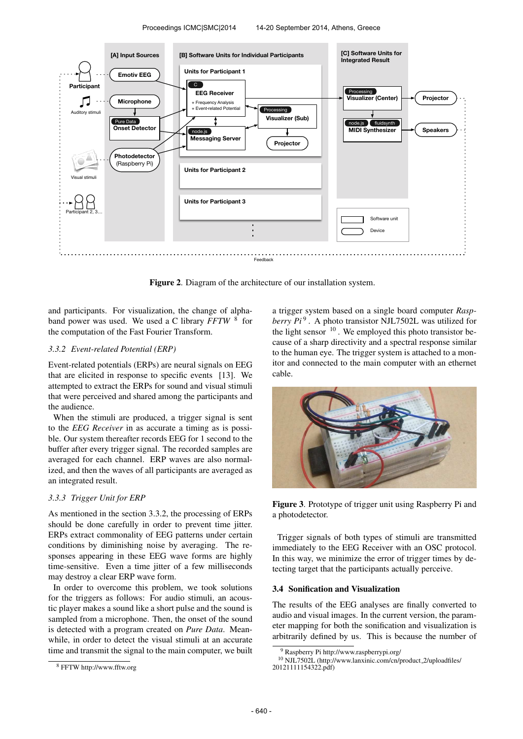[A] Input Sources

[B] Software Units for Individual Participants

[C] Software Units for Integrated Result

Participant

Emotiv EEG

Microphone

Auditory stimuli

Pure Data

Onset Detector

Photodetector (Raspberry Pi)

Visual stimuli

Participant 2, 3...

Units for Participant 1

C

EEG Receiver

+ Frequency Analysis

+ Event-related Potential

Processing

Visualizer (Sub)

node.js

Messaging Server

Projector

Units for Participant 2

Units for Participant 3

Processing

Visualizer (Center)

Projector

node.js

fluidsynth

MIDI Synthesizer

Speakers

Software unit

Device

Feedback

**Figure 2**. Diagram of the architecture of our installation system.

and participants. For visualization, the change of alpha-band power was used. We used a C library *FFTW* [8] for the computation of the Fast Fourier Transform.

### 3.3.2 Event-related Potential (ERP)

Event-related potentials (ERPs) are neural signals on EEG that are elicited in response to specific events [13]. We attempted to extract the ERPs for sound and visual stimuli that were perceived and shared among the participants and the audience.

When the stimuli are produced, a trigger signal is sent to the *EEG Receiver* in as accurate a timing as is possible. Our system thereafter records EEG for 1 second to the buffer after every trigger signal. The recorded samples are averaged for each channel. ERP waves are also normalized, and then the waves of all participants are averaged as an integrated result.

### 3.3.3 Trigger Unit for ERP

As mentioned in the section 3.3.2, the processing of ERPs should be done carefully in order to prevent time jitter. ERPs extract commonality of EEG patterns under certain conditions by diminishing noise by averaging. The responses appearing in these EEG wave forms are highly time-sensitive. Even a time jitter of a few milliseconds may destroy a clear ERP wave form.

In order to overcome this problem, we took solutions for the triggers as follows: For audio stimuli, an acoustic player makes a sound like a short pulse and the sound is sampled from a microphone. Then, the onset of the sound is detected with a program created on *Pure Data*. Meanwhile, in order to detect the visual stimuli at an accurate time and transmit the signal to the main computer, we built a trigger system based on a single board computer *Raspberry Pi* [9]. A photo transistor NJL7502L was utilized for the light sensor [10]. We employed this photo transistor because of a sharp directivity and a spectral response similar to the human eye. The trigger system is attached to a monitor and connected to the main computer with an ethernet cable.

**Figure 3**. Prototype of trigger unit using Raspberry Pi and a photodetector.

Trigger signals of both types of stimuli are transmitted immediately to the EEG Receiver with an OSC protocol. In this way, we minimize the error of trigger times by detecting target that the participants actually perceive.

## 3.4 Sonification and Visualization

The results of the EEG analyses are finally converted to audio and visual images. In the current version, the parameter mapping for both the sonification and visualization is arbitrarily defined by us. This is because the number of

[8] FFTW http://www.fftw.org

[9] Raspberry Pi http://www.raspberrypi.org/

[10] NJL7502L (http://www.lanxinic.com/cn/product_2/uploadfiles/20121111154322.pdf)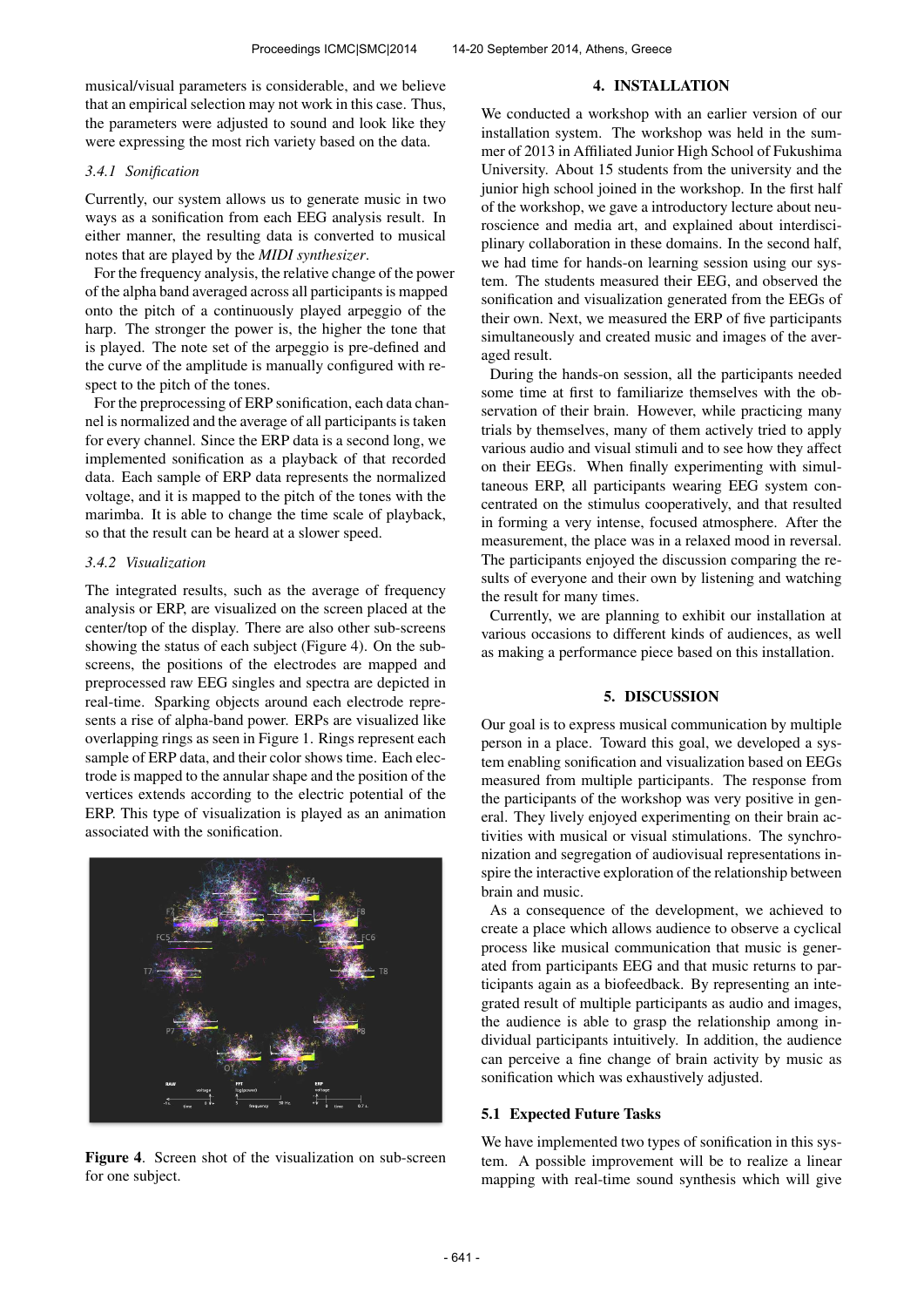musical/visual parameters is considerable, and we believe that an empirical selection may not work in this case. Thus, the parameters were adjusted to sound and look like they were expressing the most rich variety based on the data.

### 3.4.1 Sonification

Currently, our system allows us to generate music in two ways as a sonification from each EEG analysis result. In either manner, the resulting data is converted to musical notes that are played by the *MIDI synthesizer*.

For the frequency analysis, the relative change of the power of the alpha band averaged across all participants is mapped onto the pitch of a continuously played arpeggio of the harp. The stronger the power is, the higher the tone that is played. The note set of the arpeggio is pre-defined and the curve of the amplitude is manually configured with respect to the pitch of the tones.

For the preprocessing of ERP sonification, each data channel is normalized and the average of all participants is taken for every channel. Since the ERP data is a second long, we implemented sonification as a playback of that recorded data. Each sample of ERP data represents the normalized voltage, and it is mapped to the pitch of the tones with the marimba. It is able to change the time scale of playback, so that the result can be heard at a slower speed.

### 3.4.2 Visualization

The integrated results, such as the average of frequency analysis or ERP, are visualized on the screen placed at the center/top of the display. There are also other sub-screens showing the status of each subject (Figure 4). On the sub-screens, the positions of the electrodes are mapped and preprocessed raw EEG singles and spectra are depicted in real-time. Sparking objects around each electrode represents a rise of alpha-band power. ERPs are visualized like overlapping rings as seen in Figure 1. Rings represent each sample of ERP data, and their color shows time. Each electrode is mapped to the annular shape and the position of the vertices extends according to the electric potential of the ERP. This type of visualization is played as an animation associated with the sonification.

**Figure 4**. Screen shot of the visualization on sub-screen for one subject.

## 4. INSTALLATION

We conducted a workshop with an earlier version of our installation system. The workshop was held in the summer of 2013 in Affiliated Junior High School of Fukushima University. About 15 students from the university and the junior high school joined in the workshop. In the first half of the workshop, we gave a introductory lecture about neuroscience and media art, and explained about interdisciplinary collaboration in these domains. In the second half, we had time for hands-on learning session using our system. The students measured their EEG, and observed the sonification and visualization generated from the EEGs of their own. Next, we measured the ERP of five participants simultaneously and created music and images of the averaged result.

During the hands-on session, all the participants needed some time at first to familiarize themselves with the observation of their brain. However, while practicing many trials by themselves, many of them actively tried to apply various audio and visual stimuli and to see how they affect on their EEGs. When finally experimenting with simultaneous ERP, all participants wearing EEG system concentrated on the stimulus cooperatively, and that resulted in forming a very intense, focused atmosphere. After the measurement, the place was in a relaxed mood in reversal. The participants enjoyed the discussion comparing the results of everyone and their own by listening and watching the result for many times.

Currently, we are planning to exhibit our installation at various occasions to different kinds of audiences, as well as making a performance piece based on this installation.

## 5. DISCUSSION

Our goal is to express musical communication by multiple person in a place. Toward this goal, we developed a system enabling sonification and visualization based on EEGs measured from multiple participants. The response from the participants of the workshop was very positive in general. They lively enjoyed experimenting on their brain activities with musical or visual stimulations. The synchronization and segregation of audiovisual representations inspire the interactive exploration of the relationship between brain and music.

As a consequence of the development, we achieved to create a place which allows audience to observe a cyclical process like musical communication that music is generated from participants EEG and that music returns to participants again as a biofeedback. By representing an integrated result of multiple participants as audio and images, the audience is able to grasp the relationship among individual participants intuitively. In addition, the audience can perceive a fine change of brain activity by music as sonification which was exhaustively adjusted.

### 5.1 Expected Future Tasks

We have implemented two types of sonification in this system. A possible improvement will be to realize a linear mapping with real-time sound synthesis which will give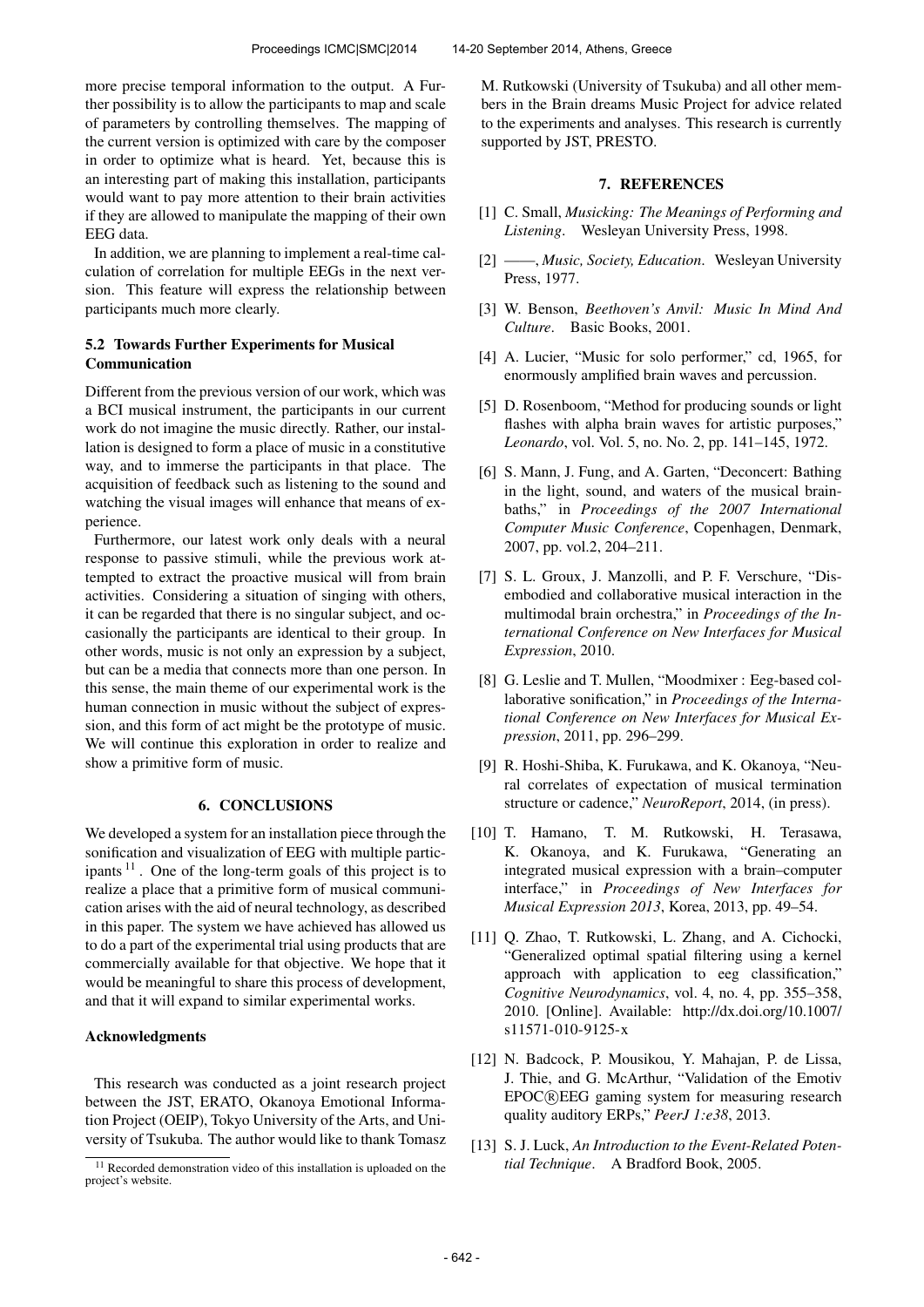more precise temporal information to the output. A Further possibility is to allow the participants to map and scale of parameters by controlling themselves. The mapping of the current version is optimized with care by the composer in order to optimize what is heard. Yet, because this is an interesting part of making this installation, participants would want to pay more attention to their brain activities if they are allowed to manipulate the mapping of their own EEG data.

In addition, we are planning to implement a real-time calculation of correlation for multiple EEGs in the next version. This feature will express the relationship between participants much more clearly.

### 5.2 Towards Further Experiments for Musical Communication

Different from the previous version of our work, which was a BCI musical instrument, the participants in our current work do not imagine the music directly. Rather, our installation is designed to form a place of music in a constitutive way, and to immerse the participants in that place. The acquisition of feedback such as listening to the sound and watching the visual images will enhance that means of experience.

Furthermore, our latest work only deals with a neural response to passive stimuli, while the previous work attempted to extract the proactive musical will from brain activities. Considering a situation of singing with others, it can be regarded that there is no singular subject, and occasionally the participants are identical to their group. In other words, music is not only an expression by a subject, but can be a media that connects more than one person. In this sense, the main theme of our experimental work is the human connection in music without the subject of expression, and this form of act might be the prototype of music. We will continue this exploration in order to realize and show a primitive form of music.

## 6. CONCLUSIONS

We developed a system for an installation piece through the sonification and visualization of EEG with multiple participants [11]. One of the long-term goals of this project is to realize a place that a primitive form of musical communication arises with the aid of neural technology, as described in this paper. The system we have achieved has allowed us to do a part of the experimental trial using products that are commercially available for that objective. We hope that it would be meaningful to share this process of development, and that it will expand to similar experimental works.

### Acknowledgments

This research was conducted as a joint research project between the JST, ERATO, Okanoya Emotional Information Project (OEIP), Tokyo University of the Arts, and University of Tsukuba. The author would like to thank Tomasz M. Rutkowski (University of Tsukuba) and all other members in the Brain dreams Music Project for advice related to the experiments and analyses. This research is currently supported by JST, PRESTO.

[11] Recorded demonstration video of this installation is uploaded on the project's website.

## 7. REFERENCES

[1] C. Small, *Musicking: The Meanings of Performing and Listening*. Wesleyan University Press, 1998.

[2] ——, *Music, Society, Education*. Wesleyan University Press, 1977.

[3] W. Benson, *Beethoven's Anvil: Music In Mind And Culture*. Basic Books, 2001.

[4] A. Lucier, "Music for solo performer," cd, 1965, for enormously amplified brain waves and percussion.

[5] D. Rosenboom, "Method for producing sounds or light flashes with alpha brain waves for artistic purposes," *Leonardo*, vol. Vol. 5, no. No. 2, pp. 141–145, 1972.

[6] S. Mann, J. Fung, and A. Garten, "Deconcert: Bathing in the light, sound, and waters of the musical brainbaths," in *Proceedings of the 2007 International Computer Music Conference*, Copenhagen, Denmark, 2007, pp. vol.2, 204–211.

[7] S. L. Groux, J. Manzolli, and P. F. Verschure, "Disembodied and collaborative musical interaction in the multimodal brain orchestra," in *Proceedings of the International Conference on New Interfaces for Musical Expression*, 2010.

[8] G. Leslie and T. Mullen, "Moodmixer : Eeg-based collaborative sonification," in *Proceedings of the International Conference on New Interfaces for Musical Expression*, 2011, pp. 296–299.

[9] R. Hoshi-Shiba, K. Furukawa, and K. Okanoya, "Neural correlates of expectation of musical termination structure or cadence," *NeuroReport*, 2014, (in press).

[10] T. Hamano, T. M. Rutkowski, H. Terasawa, K. Okanoya, and K. Furukawa, "Generating an integrated musical expression with a brain–computer interface," in *Proceedings of New Interfaces for Musical Expression 2013*, Korea, 2013, pp. 49–54.

[11] Q. Zhao, T. Rutkowski, L. Zhang, and A. Cichocki, "Generalized optimal spatial filtering using a kernel approach with application to eeg classification," *Cognitive Neurodynamics*, vol. 4, no. 4, pp. 355–358, 2010. [Online]. Available: http://dx.doi.org/10.1007/s11571-010-9125-x

[12] N. Badcock, P. Mousikou, Y. Mahajan, P. de Lissa, J. Thie, and G. McArthur, "Validation of the Emotiv EPOC®EEG gaming system for measuring research quality auditory ERPs," *PeerJ 1:e38*, 2013.

[13] S. J. Luck, *An Introduction to the Event-Related Potential Technique*. A Bradford Book, 2005.